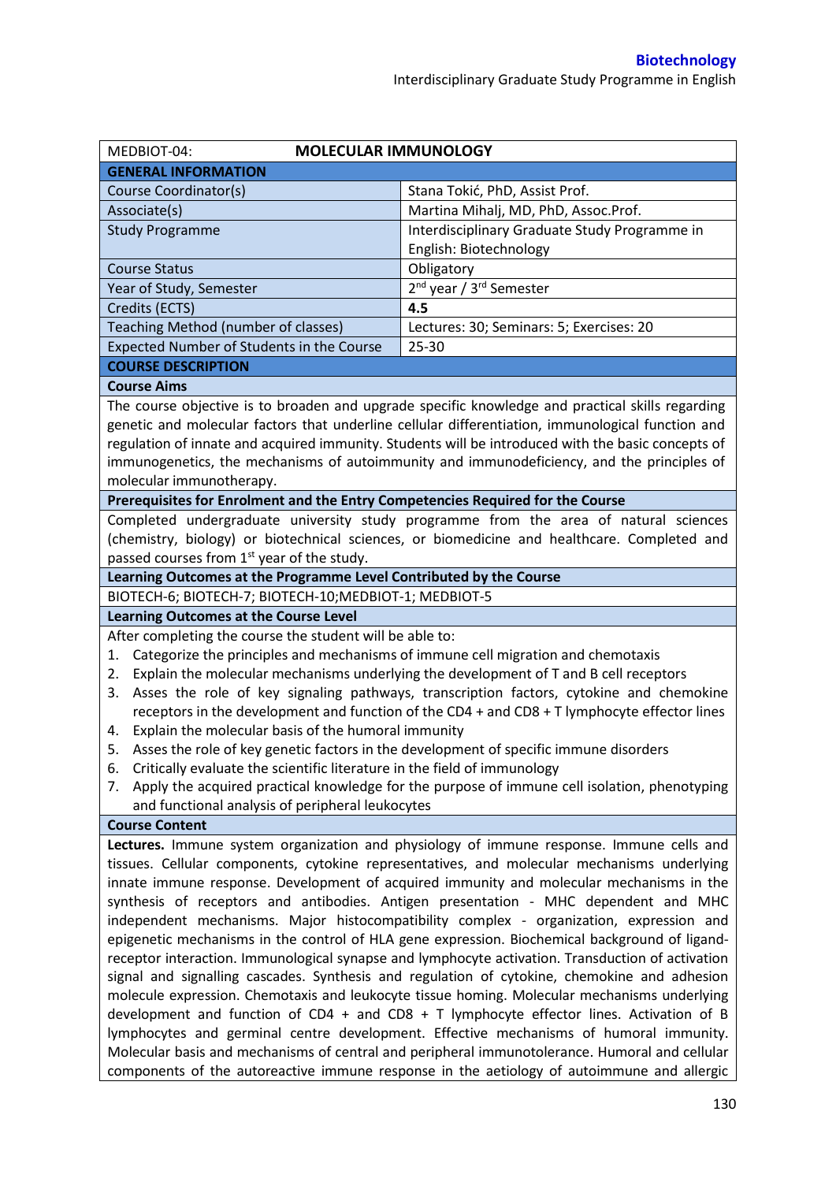| MEDBIOT-04: MOLECULAR IMMUNOLOGY | |
|---|---|
| **GENERAL INFORMATION** | |
| Course Coordinator(s) | Stana Tokić, PhD, Assist Prof. |
| Associate(s) | Martina Mihalj, MD, PhD, Assoc.Prof. |
| Study Programme | Interdisciplinary Graduate Study Programme in English: Biotechnology |
| Course Status | Obligatory |
| Year of Study, Semester | 2nd year / 3rd Semester |
| Credits (ECTS) | **4.5** |
| Teaching Method (number of classes) | Lectures: 30; Seminars: 5; Exercises: 20 |
| Expected Number of Students in the Course | 25-30 |

**COURSE DESCRIPTION**

**Course Aims**

The course objective is to broaden and upgrade specific knowledge and practical skills regarding genetic and molecular factors that underline cellular differentiation, immunological function and regulation of innate and acquired immunity. Students will be introduced with the basic concepts of immunogenetics, the mechanisms of autoimmunity and immunodeficiency, and the principles of molecular immunotherapy.

**Prerequisites for Enrolment and the Entry Competencies Required for the Course**

Completed undergraduate university study programme from the area of natural sciences (chemistry, biology) or biotechnical sciences, or biomedicine and healthcare. Completed and passed courses from 1st year of the study.

**Learning Outcomes at the Programme Level Contributed by the Course**

BIOTECH-6; BIOTECH-7; BIOTECH-10;MEDBIOT-1; MEDBIOT-5

**Learning Outcomes at the Course Level**

After completing the course the student will be able to:

1. Categorize the principles and mechanisms of immune cell migration and chemotaxis
2. Explain the molecular mechanisms underlying the development of T and B cell receptors
3. Asses the role of key signaling pathways, transcription factors, cytokine and chemokine receptors in the development and function of the CD4 + and CD8 + T lymphocyte effector lines
4. Explain the molecular basis of the humoral immunity
5. Asses the role of key genetic factors in the development of specific immune disorders
6. Critically evaluate the scientific literature in the field of immunology
7. Apply the acquired practical knowledge for the purpose of immune cell isolation, phenotyping and functional analysis of peripheral leukocytes

**Course Content**

**Lectures.** Immune system organization and physiology of immune response. Immune cells and tissues. Cellular components, cytokine representatives, and molecular mechanisms underlying innate immune response. Development of acquired immunity and molecular mechanisms in the synthesis of receptors and antibodies. Antigen presentation - MHC dependent and MHC independent mechanisms. Major histocompatibility complex - organization, expression and epigenetic mechanisms in the control of HLA gene expression. Biochemical background of ligand-receptor interaction. Immunological synapse and lymphocyte activation. Transduction of activation signal and signalling cascades. Synthesis and regulation of cytokine, chemokine and adhesion molecule expression. Chemotaxis and leukocyte tissue homing. Molecular mechanisms underlying development and function of CD4 + and CD8 + T lymphocyte effector lines. Activation of B lymphocytes and germinal centre development. Effective mechanisms of humoral immunity. Molecular basis and mechanisms of central and peripheral immunotolerance. Humoral and cellular components of the autoreactive immune response in the aetiology of autoimmune and allergic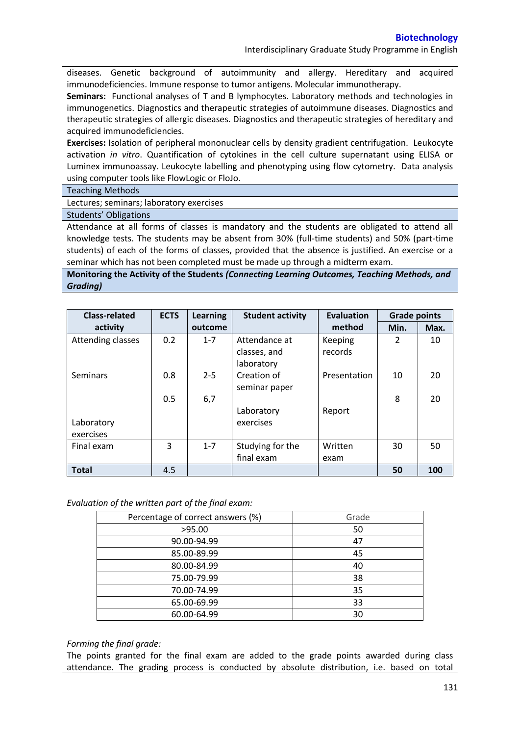diseases. Genetic background of autoimmunity and allergy. Hereditary and acquired immunodeficiencies. Immune response to tumor antigens. Molecular immunotherapy.

**Seminars:** Functional analyses of T and B lymphocytes. Laboratory methods and technologies in immunogenetics. Diagnostics and therapeutic strategies of autoimmune diseases. Diagnostics and therapeutic strategies of allergic diseases. Diagnostics and therapeutic strategies of hereditary and acquired immunodeficiencies.

**Exercises:** Isolation of peripheral mononuclear cells by density gradient centrifugation. Leukocyte activation *in vitro*. Quantification of cytokines in the cell culture supernatant using ELISA or Luminex immunoassay. Leukocyte labelling and phenotyping using flow cytometry. Data analysis using computer tools like FlowLogic or FloJo.

Teaching Methods

Lectures; seminars; laboratory exercises

Students' Obligations

Attendance at all forms of classes is mandatory and the students are obligated to attend all knowledge tests. The students may be absent from 30% (full-time students) and 50% (part-time students) of each of the forms of classes, provided that the absence is justified. An exercise or a seminar which has not been completed must be made up through a midterm exam.

**Monitoring the Activity of the Students *(Connecting Learning Outcomes, Teaching Methods, and Grading)***

| Class-related activity | ECTS | Learning outcome | Student activity | Evaluation method | Grade points | |
|---|---|---|---|---|---|---|
| | | | | | Min. | Max. |
| Attending classes | 0.2 | 1-7 | Attendance at classes, and laboratory | Keeping records | 2 | 10 |
| Seminars | 0.8 | 2-5 | Creation of seminar paper | Presentation | 10 | 20 |
| Laboratory exercises | 0.5 | 6,7 | Laboratory exercises | Report | 8 | 20 |
| Final exam | 3 | 1-7 | Studying for the final exam | Written exam | 30 | 50 |
| **Total** | 4.5 | | | | **50** | **100** |

*Evaluation of the written part of the final exam:*

| Percentage of correct answers (%) | Grade |
|---|---|
| >95.00 | 50 |
| 90.00-94.99 | 47 |
| 85.00-89.99 | 45 |
| 80.00-84.99 | 40 |
| 75.00-79.99 | 38 |
| 70.00-74.99 | 35 |
| 65.00-69.99 | 33 |
| 60.00-64.99 | 30 |

*Forming the final grade:*

The points granted for the final exam are added to the grade points awarded during class attendance. The grading process is conducted by absolute distribution, i.e. based on total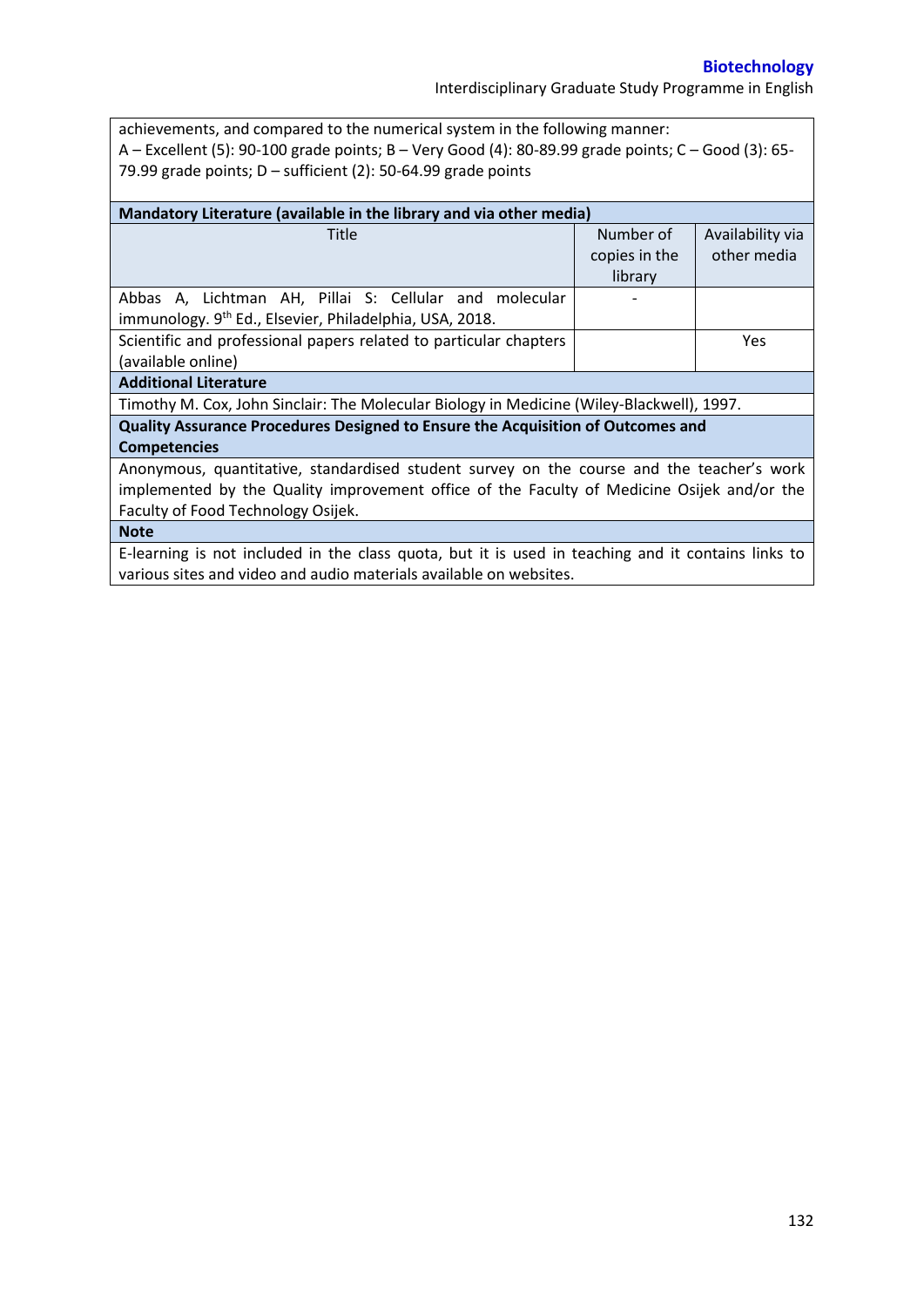achievements, and compared to the numerical system in the following manner:
A – Excellent (5): 90-100 grade points; B – Very Good (4): 80-89.99 grade points; C – Good (3): 65-79.99 grade points; D – sufficient (2): 50-64.99 grade points

**Mandatory Literature (available in the library and via other media)**

| Title | Number of copies in the library | Availability via other media |
|---|---|---|
| Abbas A, Lichtman AH, Pillai S: Cellular and molecular immunology. 9th Ed., Elsevier, Philadelphia, USA, 2018. | - | |
| Scientific and professional papers related to particular chapters (available online) | | Yes |

**Additional Literature**

Timothy M. Cox, John Sinclair: The Molecular Biology in Medicine (Wiley-Blackwell), 1997.

**Quality Assurance Procedures Designed to Ensure the Acquisition of Outcomes and Competencies**

Anonymous, quantitative, standardised student survey on the course and the teacher's work implemented by the Quality improvement office of the Faculty of Medicine Osijek and/or the Faculty of Food Technology Osijek.

**Note**

E-learning is not included in the class quota, but it is used in teaching and it contains links to various sites and video and audio materials available on websites.